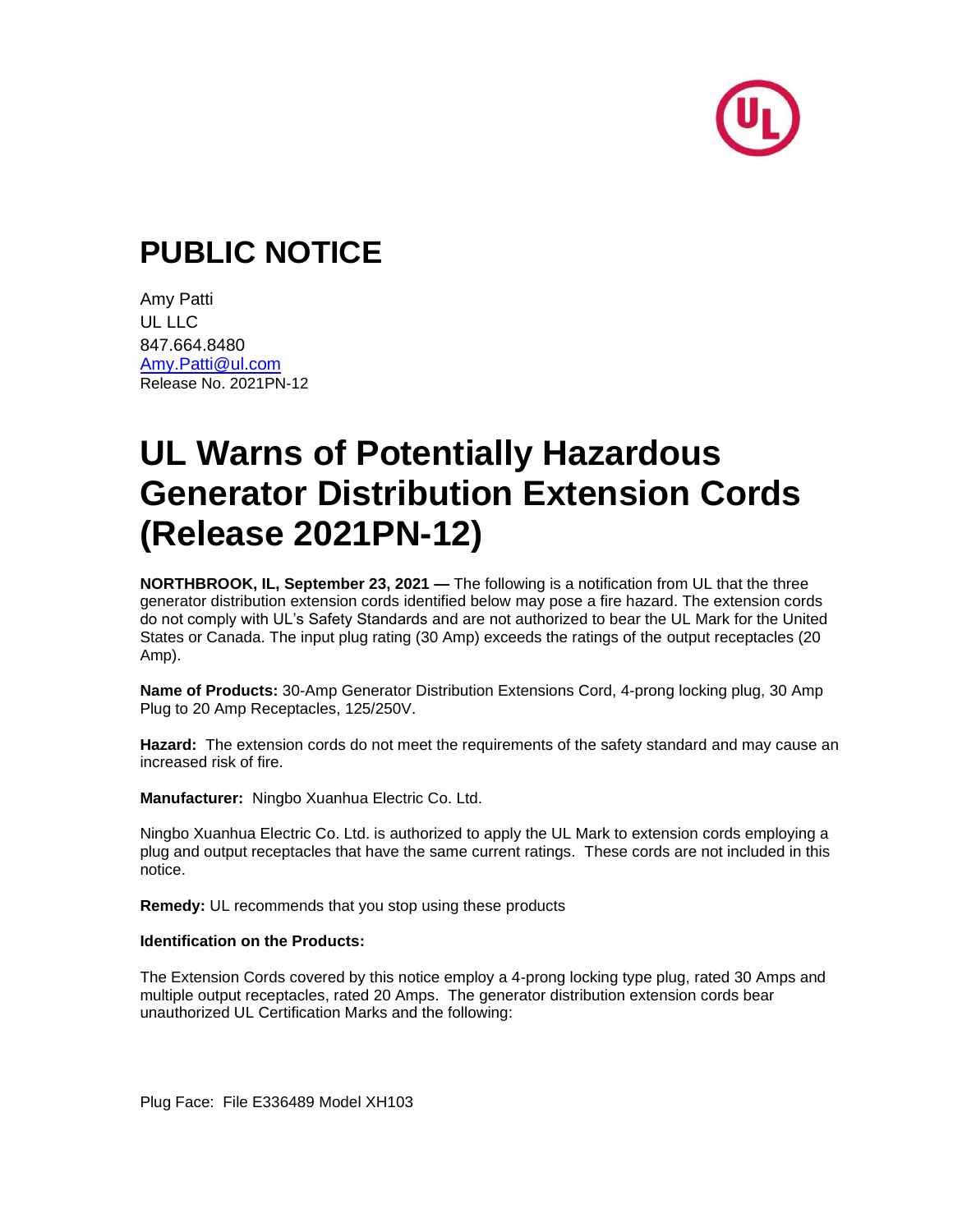# PUBLIC NOTICE

Amy Patti
UL LLC
847.664.8480
Amy.Patti@ul.com
Release No. 2021PN-12

# UL Warns of Potentially Hazardous Generator Distribution Extension Cords (Release 2021PN-12)

**NORTHBROOK, IL, September 23, 2021 —** The following is a notification from UL that the three generator distribution extension cords identified below may pose a fire hazard. The extension cords do not comply with UL's Safety Standards and are not authorized to bear the UL Mark for the United States or Canada. The input plug rating (30 Amp) exceeds the ratings of the output receptacles (20 Amp).

**Name of Products:** 30-Amp Generator Distribution Extensions Cord, 4-prong locking plug, 30 Amp Plug to 20 Amp Receptacles, 125/250V.

**Hazard:** The extension cords do not meet the requirements of the safety standard and may cause an increased risk of fire.

**Manufacturer:** Ningbo Xuanhua Electric Co. Ltd.

Ningbo Xuanhua Electric Co. Ltd. is authorized to apply the UL Mark to extension cords employing a plug and output receptacles that have the same current ratings. These cords are not included in this notice.

**Remedy:** UL recommends that you stop using these products

**Identification on the Products:**

The Extension Cords covered by this notice employ a 4-prong locking type plug, rated 30 Amps and multiple output receptacles, rated 20 Amps. The generator distribution extension cords bear unauthorized UL Certification Marks and the following:

Plug Face: File E336489 Model XH103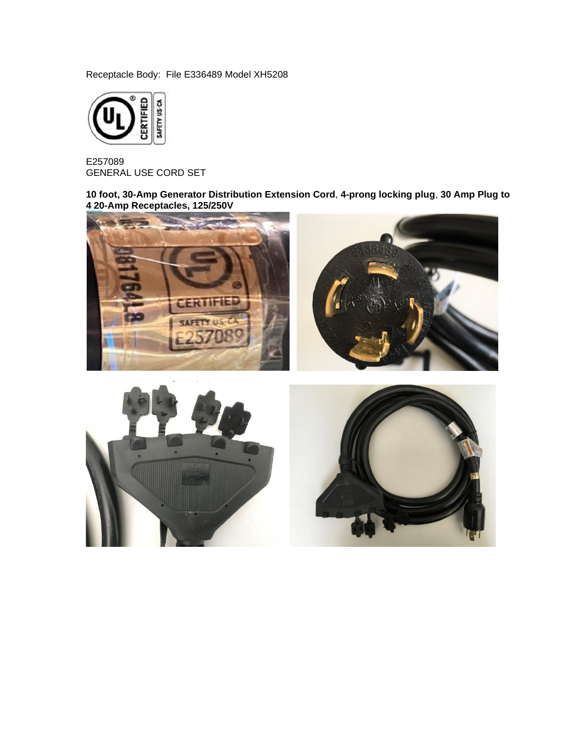Receptacle Body: File E336489 Model XH5208

E257089
GENERAL USE CORD SET

**10 foot, 30-Amp Generator Distribution Extension Cord**, **4-prong locking plug**, **30 Amp Plug to 4 20-Amp Receptacles, 125/250V**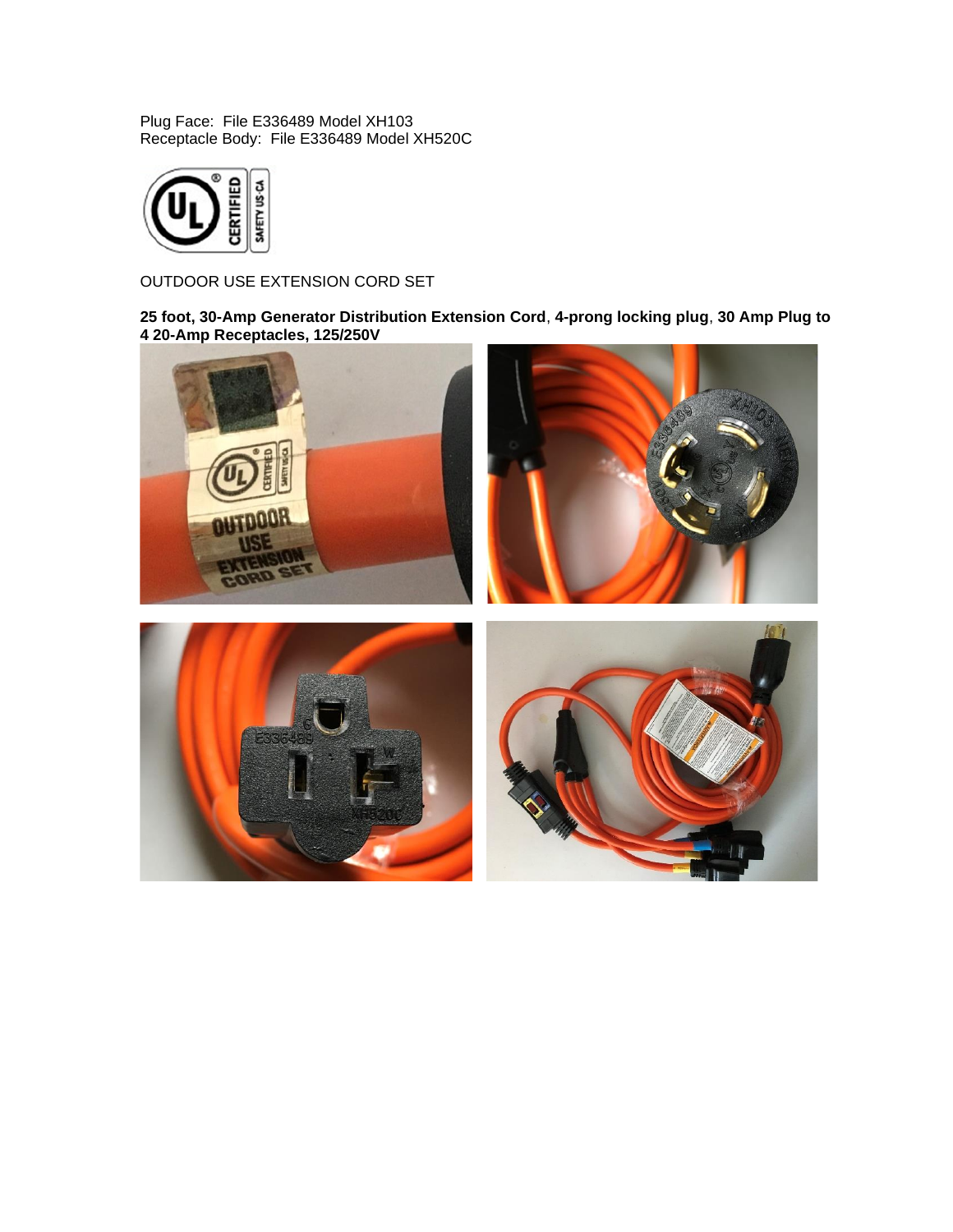Plug Face: File E336489 Model XH103
Receptacle Body: File E336489 Model XH520C

OUTDOOR USE EXTENSION CORD SET

**25 foot, 30-Amp Generator Distribution Extension Cord**, **4-prong locking plug**, **30 Amp Plug to 4 20-Amp Receptacles, 125/250V**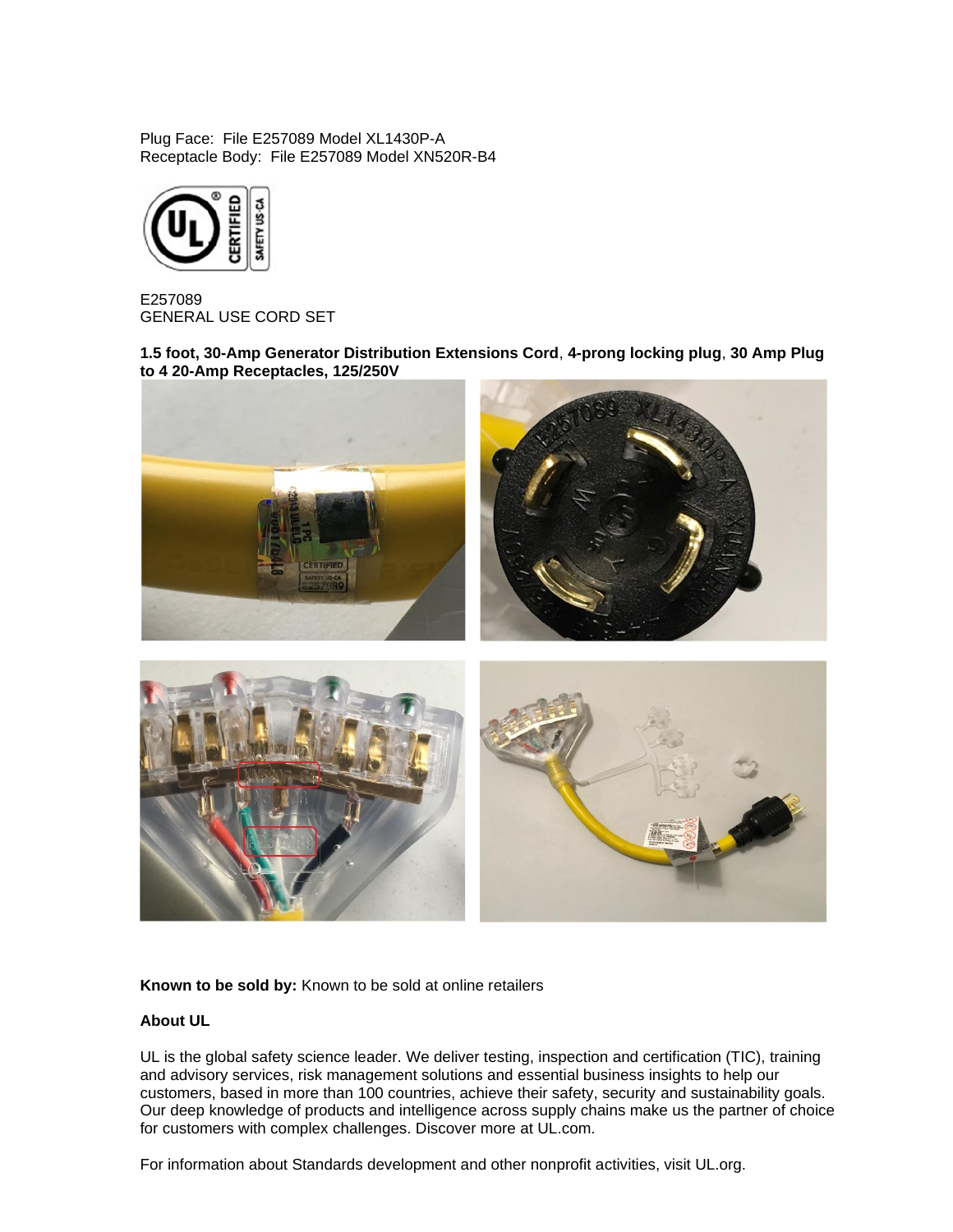Plug Face: File E257089 Model XL1430P-A
Receptacle Body: File E257089 Model XN520R-B4

E257089
GENERAL USE CORD SET

**1.5 foot, 30-Amp Generator Distribution Extensions Cord**, **4-prong locking plug**, **30 Amp Plug to 4 20-Amp Receptacles, 125/250V**

**Known to be sold by:** Known to be sold at online retailers

**About UL**

UL is the global safety science leader. We deliver testing, inspection and certification (TIC), training and advisory services, risk management solutions and essential business insights to help our customers, based in more than 100 countries, achieve their safety, security and sustainability goals. Our deep knowledge of products and intelligence across supply chains make us the partner of choice for customers with complex challenges. Discover more at UL.com.

For information about Standards development and other nonprofit activities, visit UL.org.